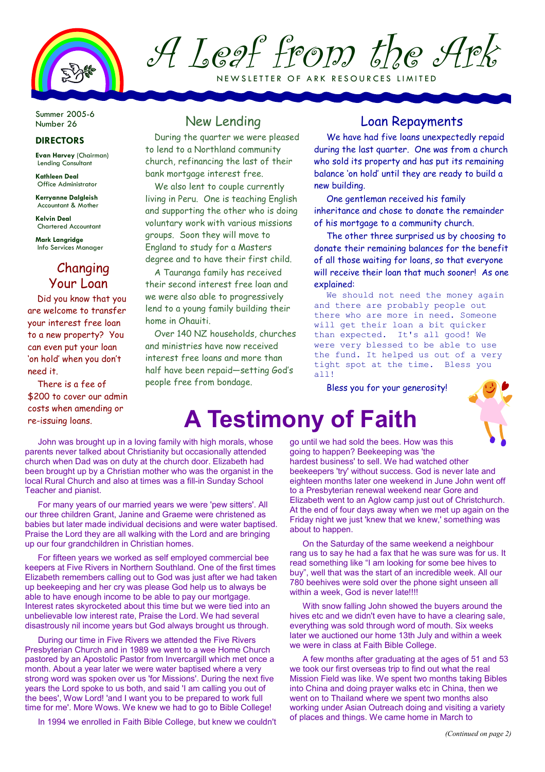# A Leaf from the Ark

NEWSLETTER OF ARK RESOURCES LIMITED

Summer 2005-6
Number 26

### DIRECTORS

**Evan Harvey** (Chairman)
Lending Consultant

**Kathleen Deal**
Office Administrator

**Kerryanne Dalgleish**
Accountant & Mother

**Kelvin Deal**
Chartered Accountant

**Mark Langridge**
Info Services Manager

## Changing Your Loan

Did you know that you are welcome to transfer your interest free loan to a new property? You can even put your loan 'on hold' when you don't need it.

There is a fee of $200 to cover our admin costs when amending or re-issuing loans.

## New Lending

During the quarter we were pleased to lend to a Northland community church, refinancing the last of their bank mortgage interest free.

We also lent to couple currently living in Peru. One is teaching English and supporting the other who is doing voluntary work with various missions groups. Soon they will move to England to study for a Masters degree and to have their first child.

A Tauranga family has received their second interest free loan and we were also able to progressively lend to a young family building their home in Ohauiti.

Over 140 NZ households, churches and ministries have now received interest free loans and more than half have been repaid—setting God's people free from bondage.

## Loan Repayments

We have had five loans unexpectedly repaid during the last quarter. One was from a church who sold its property and has put its remaining balance 'on hold' until they are ready to build a new building.

One gentleman received his family inheritance and chose to donate the remainder of his mortgage to a community church.

The other three surprised us by choosing to donate their remaining balances for the benefit of all those waiting for loans, so that everyone will receive their loan that much sooner! As one explained:

> We should not need the money again and there are probably people out there who are more in need. Someone will get their loan a bit quicker than expected. It's all good! We were very blessed to be able to use the fund. It helped us out of a very tight spot at the time. Bless you all!

Bless you for your generosity!

# A Testimony of Faith

John was brought up in a loving family with high morals, whose parents never talked about Christianity but occasionally attended church when Dad was on duty at the church door. Elizabeth had been brought up by a Christian mother who was the organist in the local Rural Church and also at times was a fill-in Sunday School Teacher and pianist.

For many years of our married years we were 'pew sitters'. All our three children Grant, Janine and Graeme were christened as babies but later made individual decisions and were water baptised. Praise the Lord they are all walking with the Lord and are bringing up our four grandchildren in Christian homes.

For fifteen years we worked as self employed commercial bee keepers at Five Rivers in Northern Southland. One of the first times Elizabeth remembers calling out to God was just after we had taken up beekeeping and her cry was please God help us to always be able to have enough income to be able to pay our mortgage. Interest rates skyrocketed about this time but we were tied into an unbelievable low interest rate, Praise the Lord. We had several disastrously nil income years but God always brought us through.

During our time in Five Rivers we attended the Five Rivers Presbyterian Church and in 1989 we went to a wee Home Church pastored by an Apostolic Pastor from Invercargill which met once a month. About a year later we were water baptised where a very strong word was spoken over us 'for Missions'. During the next five years the Lord spoke to us both, and said 'I am calling you out of the bees', Wow Lord! 'and I want you to be prepared to work full time for me'. More Wows. We knew we had to go to Bible College!

In 1994 we enrolled in Faith Bible College, but knew we couldn't go until we had sold the bees. How was this going to happen? Beekeeping was 'the hardest business' to sell. We had watched other beekeepers 'try' without success. God is never late and eighteen months later one weekend in June John went off to a Presbyterian renewal weekend near Gore and Elizabeth went to an Aglow camp just out of Christchurch. At the end of four days away when we met up again on the Friday night we just 'knew that we knew,' something was about to happen.

On the Saturday of the same weekend a neighbour rang us to say he had a fax that he was sure was for us. It read something like "I am looking for some bee hives to buy", well that was the start of an incredible week. All our 780 beehives were sold over the phone sight unseen all within a week, God is never late!!!!

With snow falling John showed the buyers around the hives etc and we didn't even have to have a clearing sale, everything was sold through word of mouth. Six weeks later we auctioned our home 13th July and within a week we were in class at Faith Bible College.

A few months after graduating at the ages of 51 and 53 we took our first overseas trip to find out what the real Mission Field was like. We spent two months taking Bibles into China and doing prayer walks etc in China, then we went on to Thailand where we spent two months also working under Asian Outreach doing and visiting a variety of places and things. We came home in March to

*(Continued on page 2)*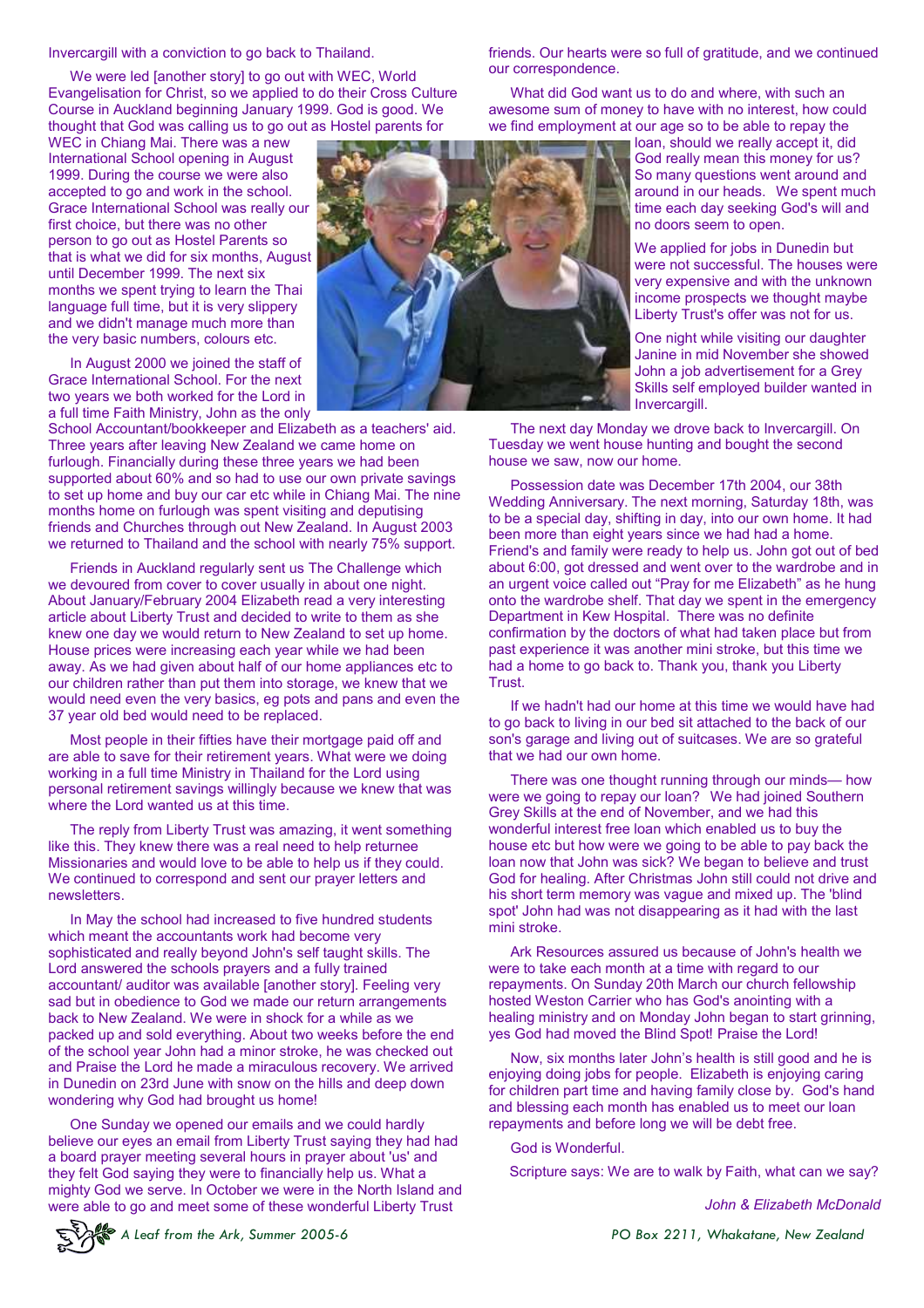Invercargill with a conviction to go back to Thailand.

We were led [another story] to go out with WEC, World Evangelisation for Christ, so we applied to do their Cross Culture Course in Auckland beginning January 1999. God is good. We thought that God was calling us to go out as Hostel parents for WEC in Chiang Mai. There was a new International School opening in August 1999. During the course we were also accepted to go and work in the school. Grace International School was really our first choice, but there was no other person to go out as Hostel Parents so that is what we did for six months, August until December 1999. The next six months we spent trying to learn the Thai language full time, but it is very slippery and we didn't manage much more than the very basic numbers, colours etc.

In August 2000 we joined the staff of Grace International School. For the next two years we both worked for the Lord in a full time Faith Ministry, John as the only School Accountant/bookkeeper and Elizabeth as a teachers' aid. Three years after leaving New Zealand we came home on furlough. Financially during these three years we had been supported about 60% and so had to use our own private savings to set up home and buy our car etc while in Chiang Mai. The nine months home on furlough was spent visiting and deputising friends and Churches through out New Zealand. In August 2003 we returned to Thailand and the school with nearly 75% support.

Friends in Auckland regularly sent us The Challenge which we devoured from cover to cover usually in about one night. About January/February 2004 Elizabeth read a very interesting article about Liberty Trust and decided to write to them as she knew one day we would return to New Zealand to set up home. House prices were increasing each year while we had been away. As we had given about half of our home appliances etc to our children rather than put them into storage, we knew that we would need even the very basics, eg pots and pans and even the 37 year old bed would need to be replaced.

Most people in their fifties have their mortgage paid off and are able to save for their retirement years. What were we doing working in a full time Ministry in Thailand for the Lord using personal retirement savings willingly because we knew that was where the Lord wanted us at this time.

The reply from Liberty Trust was amazing, it went something like this. They knew there was a real need to help returnee Missionaries and would love to be able to help us if they could. We continued to correspond and sent our prayer letters and newsletters.

In May the school had increased to five hundred students which meant the accountants work had become very sophisticated and really beyond John's self taught skills. The Lord answered the schools prayers and a fully trained accountant/ auditor was available [another story]. Feeling very sad but in obedience to God we made our return arrangements back to New Zealand. We were in shock for a while as we packed up and sold everything. About two weeks before the end of the school year John had a minor stroke, he was checked out and Praise the Lord he made a miraculous recovery. We arrived in Dunedin on 23rd June with snow on the hills and deep down wondering why God had brought us home!

One Sunday we opened our emails and we could hardly believe our eyes an email from Liberty Trust saying they had had a board prayer meeting several hours in prayer about 'us' and they felt God saying they were to financially help us. What a mighty God we serve. In October we were in the North Island and were able to go and meet some of these wonderful Liberty Trust friends. Our hearts were so full of gratitude, and we continued our correspondence.

What did God want us to do and where, with such an awesome sum of money to have with no interest, how could we find employment at our age so to be able to repay the loan, should we really accept it, did God really mean this money for us? So many questions went around and around in our heads. We spent much time each day seeking God's will and no doors seem to open.

We applied for jobs in Dunedin but were not successful. The houses were very expensive and with the unknown income prospects we thought maybe Liberty Trust's offer was not for us.

One night while visiting our daughter Janine in mid November she showed John a job advertisement for a Grey Skills self employed builder wanted in Invercargill.

The next day Monday we drove back to Invercargill. On Tuesday we went house hunting and bought the second house we saw, now our home.

Possession date was December 17th 2004, our 38th Wedding Anniversary. The next morning, Saturday 18th, was to be a special day, shifting in day, into our own home. It had been more than eight years since we had had a home. Friend's and family were ready to help us. John got out of bed about 6:00, got dressed and went over to the wardrobe and in an urgent voice called out "Pray for me Elizabeth" as he hung onto the wardrobe shelf. That day we spent in the emergency Department in Kew Hospital. There was no definite confirmation by the doctors of what had taken place but from past experience it was another mini stroke, but this time we had a home to go back to. Thank you, thank you Liberty Trust.

If we hadn't had our home at this time we would have had to go back to living in our bed sit attached to the back of our son's garage and living out of suitcases. We are so grateful that we had our own home.

There was one thought running through our minds— how were we going to repay our loan? We had joined Southern Grey Skills at the end of November, and we had this wonderful interest free loan which enabled us to buy the house etc but how were we going to be able to pay back the loan now that John was sick? We began to believe and trust God for healing. After Christmas John still could not drive and his short term memory was vague and mixed up. The 'blind spot' John had was not disappearing as it had with the last mini stroke.

Ark Resources assured us because of John's health we were to take each month at a time with regard to our repayments. On Sunday 20th March our church fellowship hosted Weston Carrier who has God's anointing with a healing ministry and on Monday John began to start grinning, yes God had moved the Blind Spot! Praise the Lord!

Now, six months later John's health is still good and he is enjoying doing jobs for people. Elizabeth is enjoying caring for children part time and having family close by. God's hand and blessing each month has enabled us to meet our loan repayments and before long we will be debt free.

God is Wonderful.

Scripture says: We are to walk by Faith, what can we say?

*John & Elizabeth McDonald*

*A Leaf from the Ark, Summer 2005-6* *PO Box 2211, Whakatane, New Zealand*